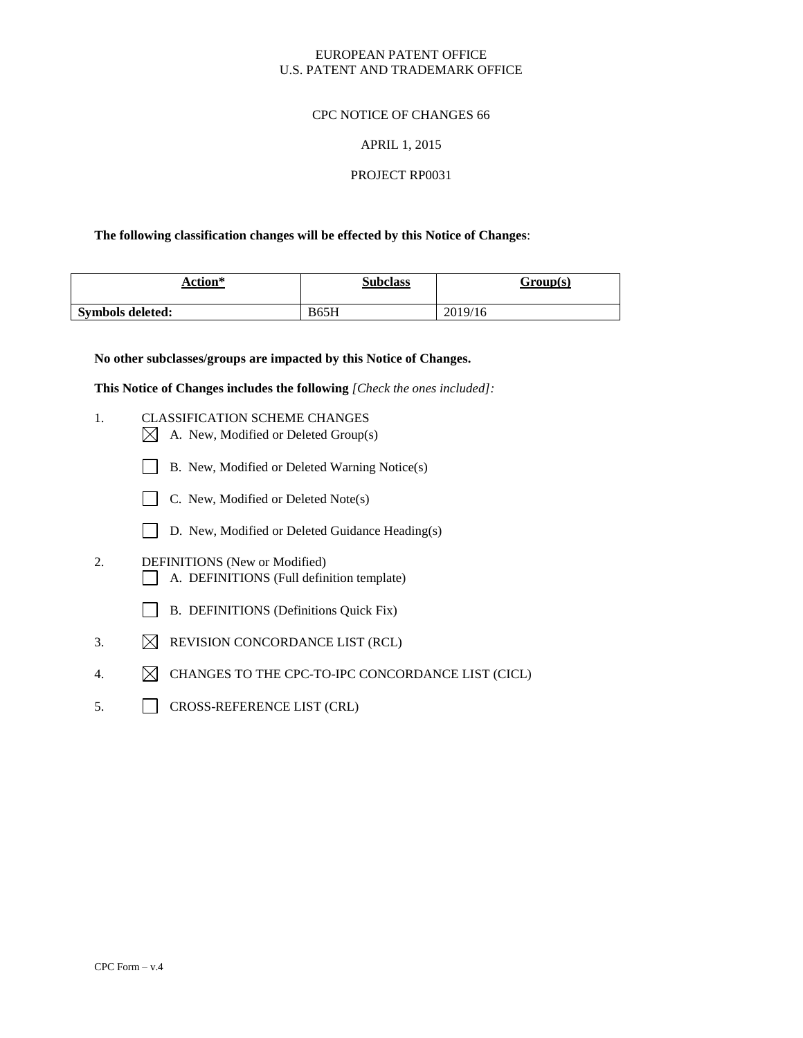EUROPEAN PATENT OFFICE
U.S. PATENT AND TRADEMARK OFFICE

CPC NOTICE OF CHANGES 66

APRIL 1, 2015

PROJECT RP0031

**The following classification changes will be effected by this Notice of Changes**:

| Action* | Subclass | Group(s) |
|---|---|---|
| **Symbols deleted:** | B65H | 2019/16 |

**No other subclasses/groups are impacted by this Notice of Changes.**

**This Notice of Changes includes the following** *[Check the ones included]:*

1. CLASSIFICATION SCHEME CHANGES
   - ☒ A. New, Modified or Deleted Group(s)
   - ☐ B. New, Modified or Deleted Warning Notice(s)
   - ☐ C. New, Modified or Deleted Note(s)
   - ☐ D. New, Modified or Deleted Guidance Heading(s)
2. DEFINITIONS (New or Modified)
   - ☐ A. DEFINITIONS (Full definition template)
   - ☐ B. DEFINITIONS (Definitions Quick Fix)
3. ☒ REVISION CONCORDANCE LIST (RCL)
4. ☒ CHANGES TO THE CPC-TO-IPC CONCORDANCE LIST (CICL)
5. ☐ CROSS-REFERENCE LIST (CRL)

CPC Form – v.4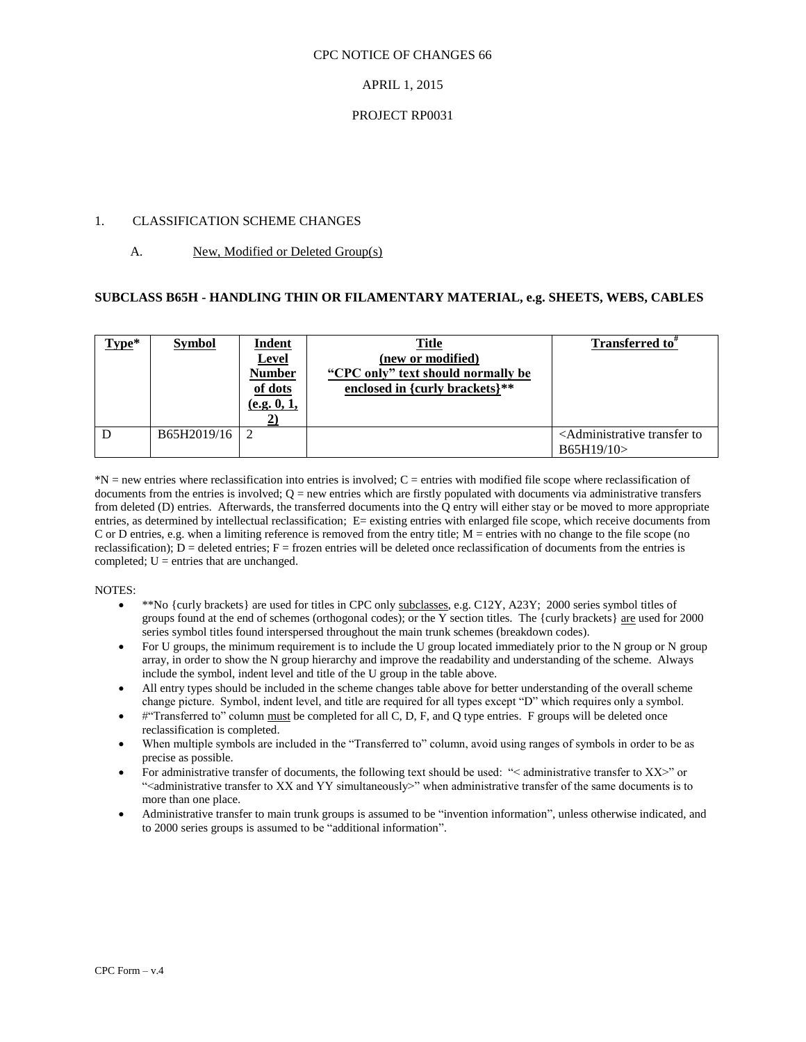CPC NOTICE OF CHANGES 66

APRIL 1, 2015

PROJECT RP0031

1. CLASSIFICATION SCHEME CHANGES

A. New, Modified or Deleted Group(s)

**SUBCLASS B65H - HANDLING THIN OR FILAMENTARY MATERIAL, e.g. SHEETS, WEBS, CABLES**

| Type* | Symbol | Indent Level Number of dots (e.g. 0, 1, 2) | Title (new or modified) "CPC only" text should normally be enclosed in {curly brackets}** | Transferred to# |
|---|---|---|---|---|
| D | B65H2019/16 | 2 | | <Administrative transfer to B65H19/10> |

*N = new entries where reclassification into entries is involved; C = entries with modified file scope where reclassification of documents from the entries is involved; Q = new entries which are firstly populated with documents via administrative transfers from deleted (D) entries. Afterwards, the transferred documents into the Q entry will either stay or be moved to more appropriate entries, as determined by intellectual reclassification; E= existing entries with enlarged file scope, which receive documents from C or D entries, e.g. when a limiting reference is removed from the entry title; M = entries with no change to the file scope (no reclassification); D = deleted entries; F = frozen entries will be deleted once reclassification of documents from the entries is completed; U = entries that are unchanged.

NOTES:

- **No {curly brackets} are used for titles in CPC only subclasses, e.g. C12Y, A23Y; 2000 series symbol titles of groups found at the end of schemes (orthogonal codes); or the Y section titles. The {curly brackets} are used for 2000 series symbol titles found interspersed throughout the main trunk schemes (breakdown codes).
- For U groups, the minimum requirement is to include the U group located immediately prior to the N group or N group array, in order to show the N group hierarchy and improve the readability and understanding of the scheme. Always include the symbol, indent level and title of the U group in the table above.
- All entry types should be included in the scheme changes table above for better understanding of the overall scheme change picture. Symbol, indent level, and title are required for all types except "D" which requires only a symbol.
- #"Transferred to" column must be completed for all C, D, F, and Q type entries. F groups will be deleted once reclassification is completed.
- When multiple symbols are included in the "Transferred to" column, avoid using ranges of symbols in order to be as precise as possible.
- For administrative transfer of documents, the following text should be used: "< administrative transfer to XX>" or "<administrative transfer to XX and YY simultaneously>" when administrative transfer of the same documents is to more than one place.
- Administrative transfer to main trunk groups is assumed to be "invention information", unless otherwise indicated, and to 2000 series groups is assumed to be "additional information".

CPC Form – v.4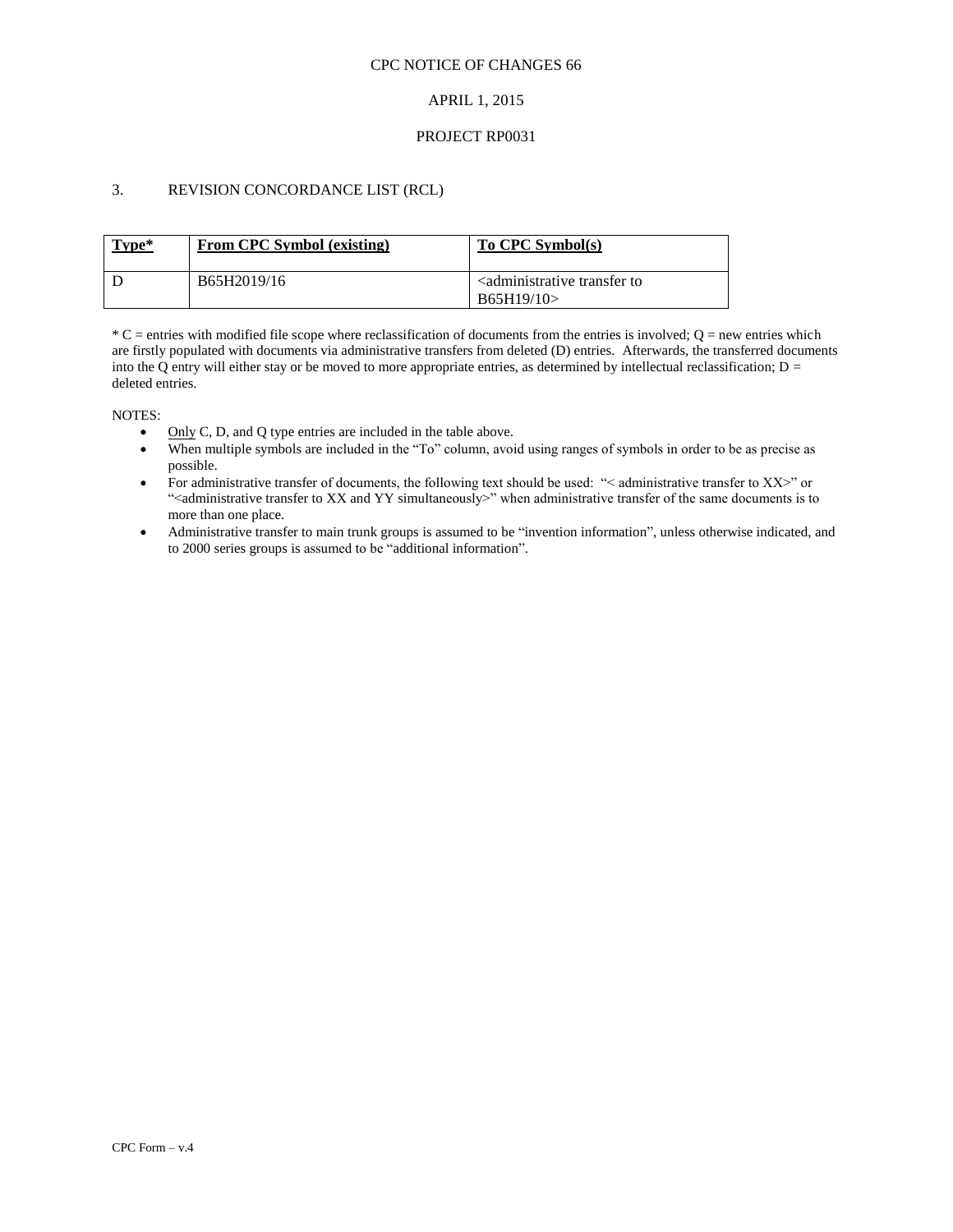CPC NOTICE OF CHANGES 66

APRIL 1, 2015

PROJECT RP0031

3. REVISION CONCORDANCE LIST (RCL)

| **Type*** | **From CPC Symbol (existing)** | **To CPC Symbol(s)** |
|---|---|---|
| D | B65H2019/16 | <administrative transfer to B65H19/10> |

* C = entries with modified file scope where reclassification of documents from the entries is involved; Q = new entries which are firstly populated with documents via administrative transfers from deleted (D) entries. Afterwards, the transferred documents into the Q entry will either stay or be moved to more appropriate entries, as determined by intellectual reclassification; D = deleted entries.

NOTES:

- Only C, D, and Q type entries are included in the table above.
- When multiple symbols are included in the "To" column, avoid using ranges of symbols in order to be as precise as possible.
- For administrative transfer of documents, the following text should be used: "< administrative transfer to XX>" or "<administrative transfer to XX and YY simultaneously>" when administrative transfer of the same documents is to more than one place.
- Administrative transfer to main trunk groups is assumed to be "invention information", unless otherwise indicated, and to 2000 series groups is assumed to be "additional information".

CPC Form – v.4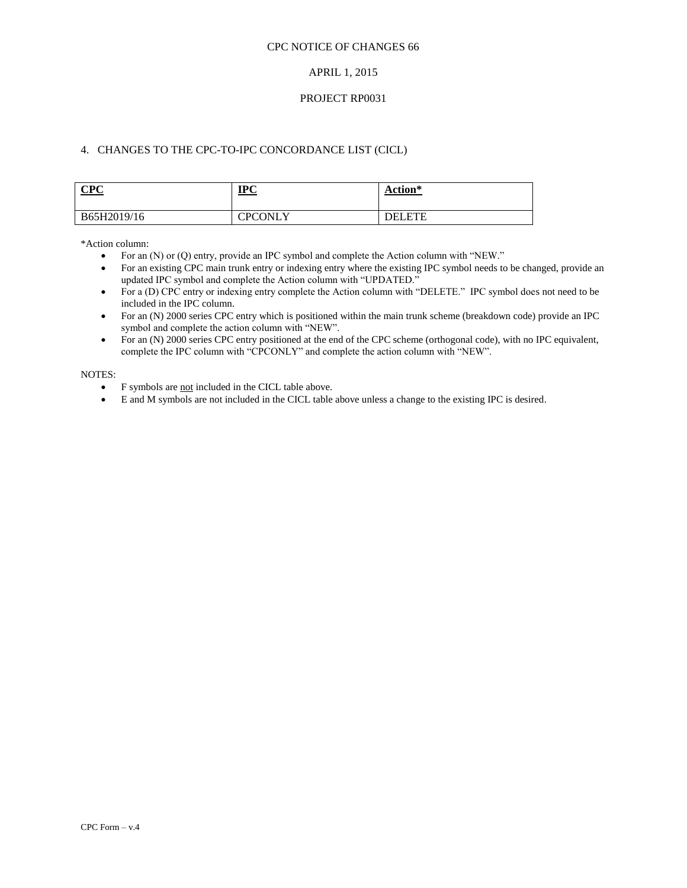CPC NOTICE OF CHANGES 66

APRIL 1, 2015

PROJECT RP0031

## 4. CHANGES TO THE CPC-TO-IPC CONCORDANCE LIST (CICL)

| CPC | IPC | Action* |
|---|---|---|
| B65H2019/16 | CPCONLY | DELETE |

*Action column:

- For an (N) or (Q) entry, provide an IPC symbol and complete the Action column with "NEW."
- For an existing CPC main trunk entry or indexing entry where the existing IPC symbol needs to be changed, provide an updated IPC symbol and complete the Action column with "UPDATED."
- For a (D) CPC entry or indexing entry complete the Action column with "DELETE." IPC symbol does not need to be included in the IPC column.
- For an (N) 2000 series CPC entry which is positioned within the main trunk scheme (breakdown code) provide an IPC symbol and complete the action column with "NEW".
- For an (N) 2000 series CPC entry positioned at the end of the CPC scheme (orthogonal code), with no IPC equivalent, complete the IPC column with "CPCONLY" and complete the action column with "NEW".

NOTES:

- F symbols are not included in the CICL table above.
- E and M symbols are not included in the CICL table above unless a change to the existing IPC is desired.

CPC Form – v.4